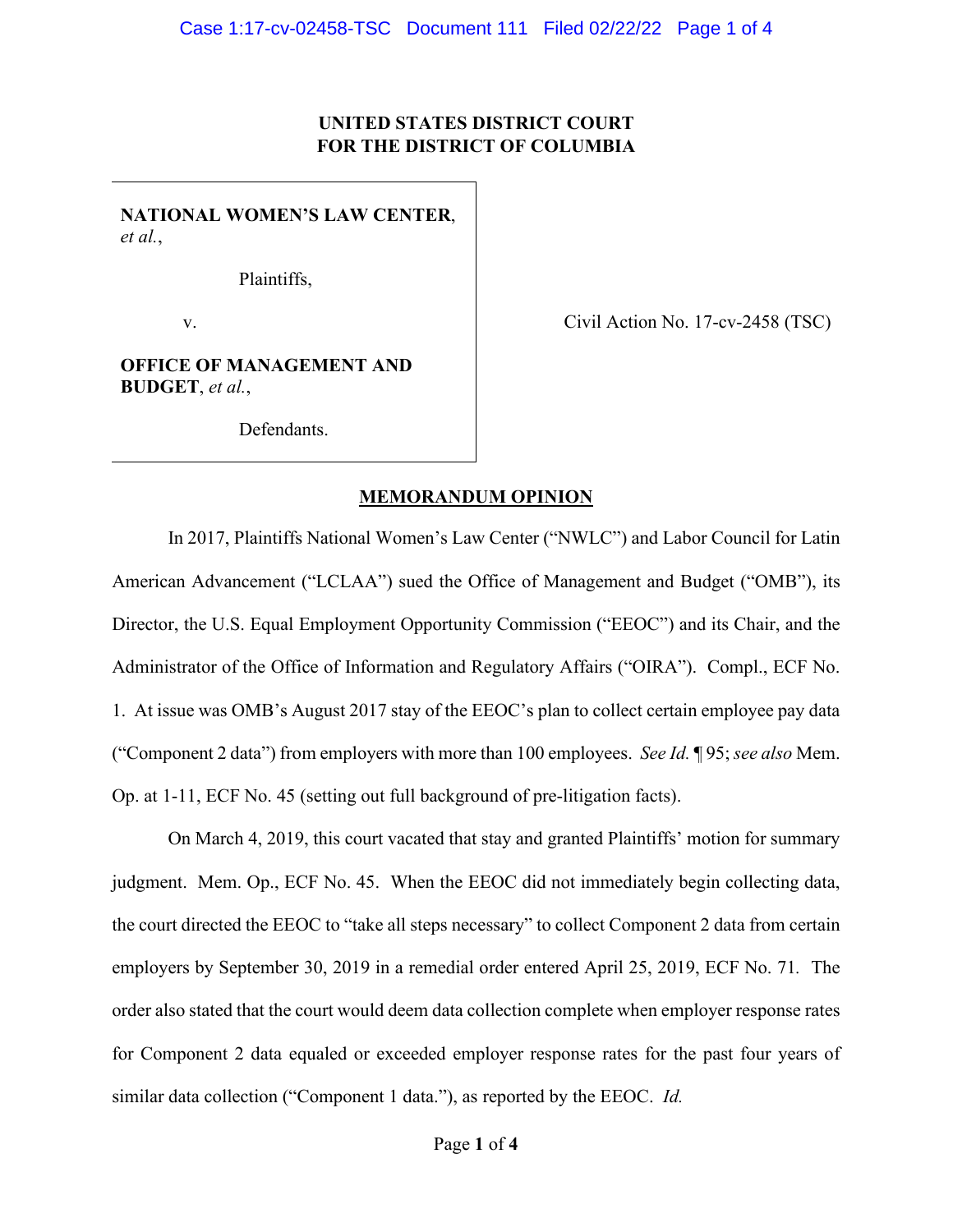**UNITED STATES DISTRICT COURT**
**FOR THE DISTRICT OF COLUMBIA**

| | |
|---|---|
| **NATIONAL WOMEN'S LAW CENTER**, *et al.*,<br><br>Plaintiffs,<br><br>v.<br><br>**OFFICE OF MANAGEMENT AND BUDGET**, *et al.*,<br><br>Defendants. | Civil Action No. 17-cv-2458 (TSC) |

**MEMORANDUM OPINION**

In 2017, Plaintiffs National Women's Law Center ("NWLC") and Labor Council for Latin American Advancement ("LCLAA") sued the Office of Management and Budget ("OMB"), its Director, the U.S. Equal Employment Opportunity Commission ("EEOC") and its Chair, and the Administrator of the Office of Information and Regulatory Affairs ("OIRA"). Compl., ECF No. 1. At issue was OMB's August 2017 stay of the EEOC's plan to collect certain employee pay data ("Component 2 data") from employers with more than 100 employees. *See Id.* ¶ 95; *see also* Mem. Op. at 1-11, ECF No. 45 (setting out full background of pre-litigation facts).

On March 4, 2019, this court vacated that stay and granted Plaintiffs' motion for summary judgment. Mem. Op., ECF No. 45. When the EEOC did not immediately begin collecting data, the court directed the EEOC to "take all steps necessary" to collect Component 2 data from certain employers by September 30, 2019 in a remedial order entered April 25, 2019, ECF No. 71. The order also stated that the court would deem data collection complete when employer response rates for Component 2 data equaled or exceeded employer response rates for the past four years of similar data collection ("Component 1 data."), as reported by the EEOC. *Id.*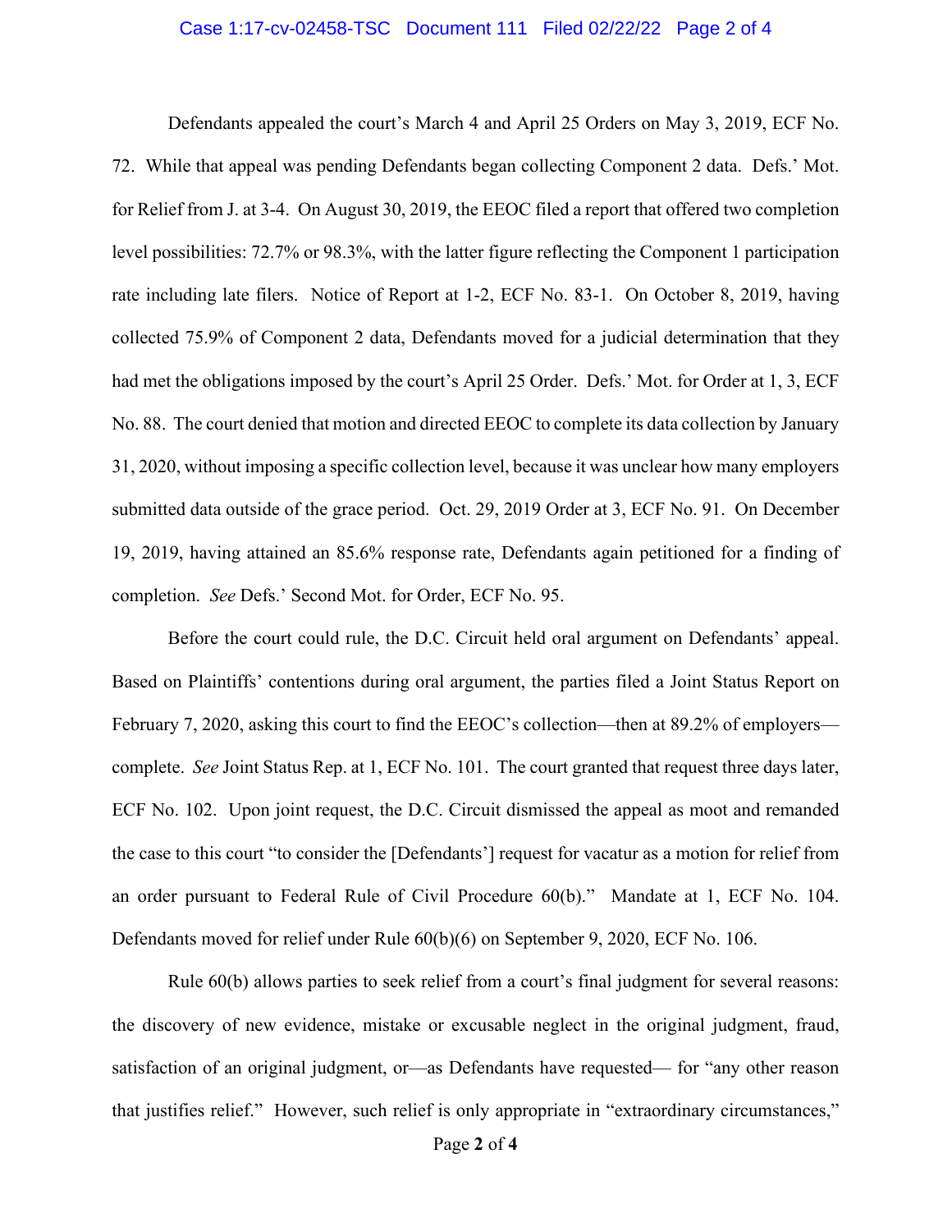Defendants appealed the court's March 4 and April 25 Orders on May 3, 2019, ECF No. 72. While that appeal was pending Defendants began collecting Component 2 data. Defs.' Mot. for Relief from J. at 3-4. On August 30, 2019, the EEOC filed a report that offered two completion level possibilities: 72.7% or 98.3%, with the latter figure reflecting the Component 1 participation rate including late filers. Notice of Report at 1-2, ECF No. 83-1. On October 8, 2019, having collected 75.9% of Component 2 data, Defendants moved for a judicial determination that they had met the obligations imposed by the court's April 25 Order. Defs.' Mot. for Order at 1, 3, ECF No. 88. The court denied that motion and directed EEOC to complete its data collection by January 31, 2020, without imposing a specific collection level, because it was unclear how many employers submitted data outside of the grace period. Oct. 29, 2019 Order at 3, ECF No. 91. On December 19, 2019, having attained an 85.6% response rate, Defendants again petitioned for a finding of completion. *See* Defs.' Second Mot. for Order, ECF No. 95.

Before the court could rule, the D.C. Circuit held oral argument on Defendants' appeal. Based on Plaintiffs' contentions during oral argument, the parties filed a Joint Status Report on February 7, 2020, asking this court to find the EEOC's collection—then at 89.2% of employers—complete. *See* Joint Status Rep. at 1, ECF No. 101. The court granted that request three days later, ECF No. 102. Upon joint request, the D.C. Circuit dismissed the appeal as moot and remanded the case to this court "to consider the [Defendants'] request for vacatur as a motion for relief from an order pursuant to Federal Rule of Civil Procedure 60(b)." Mandate at 1, ECF No. 104. Defendants moved for relief under Rule 60(b)(6) on September 9, 2020, ECF No. 106.

Rule 60(b) allows parties to seek relief from a court's final judgment for several reasons: the discovery of new evidence, mistake or excusable neglect in the original judgment, fraud, satisfaction of an original judgment, or—as Defendants have requested— for "any other reason that justifies relief." However, such relief is only appropriate in "extraordinary circumstances,"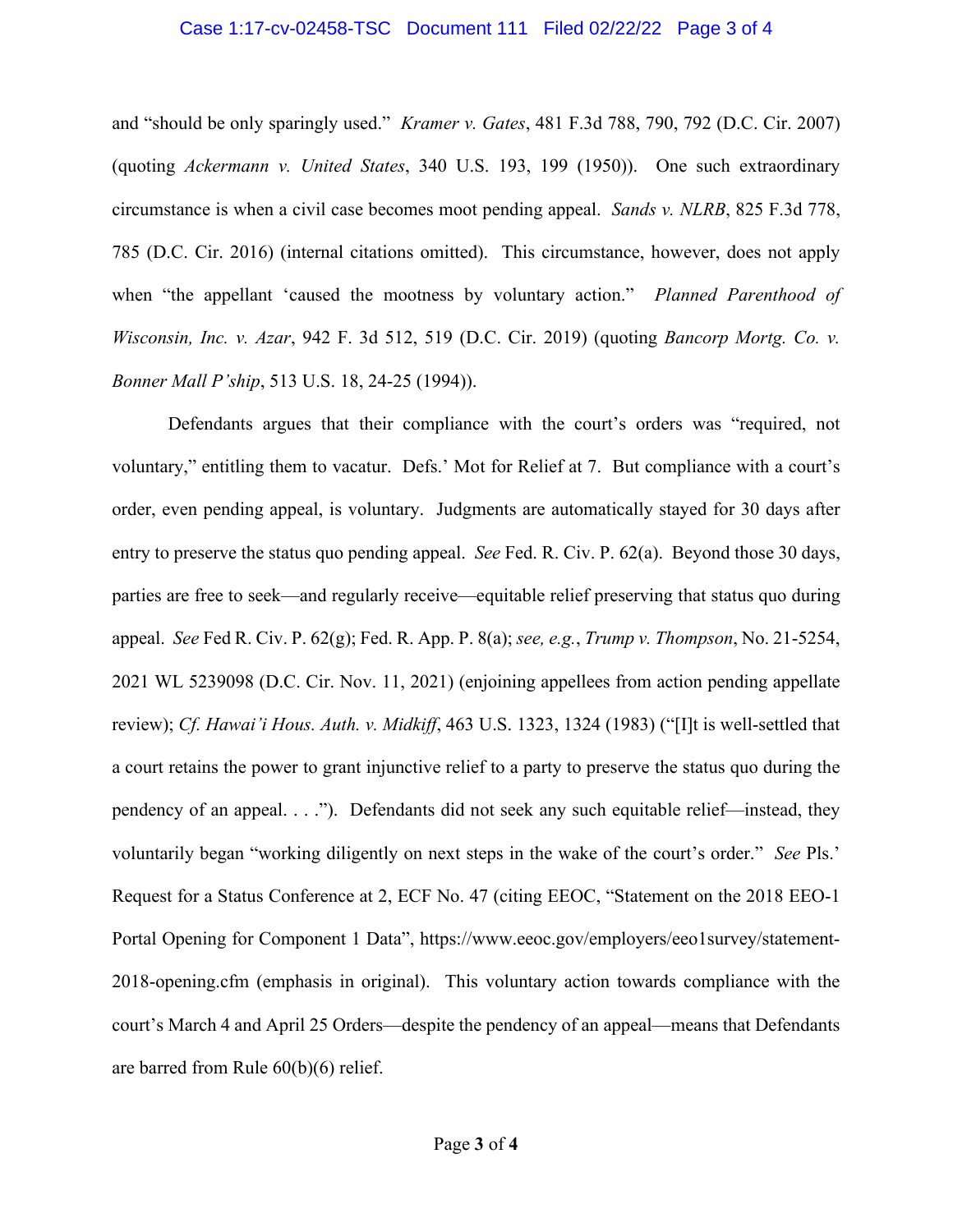and "should be only sparingly used." *Kramer v. Gates*, 481 F.3d 788, 790, 792 (D.C. Cir. 2007) (quoting *Ackermann v. United States*, 340 U.S. 193, 199 (1950)). One such extraordinary circumstance is when a civil case becomes moot pending appeal. *Sands v. NLRB*, 825 F.3d 778, 785 (D.C. Cir. 2016) (internal citations omitted). This circumstance, however, does not apply when "the appellant 'caused the mootness by voluntary action." *Planned Parenthood of Wisconsin, Inc. v. Azar*, 942 F. 3d 512, 519 (D.C. Cir. 2019) (quoting *Bancorp Mortg. Co. v. Bonner Mall P'ship*, 513 U.S. 18, 24-25 (1994)).

Defendants argues that their compliance with the court's orders was "required, not voluntary," entitling them to vacatur. Defs.' Mot for Relief at 7. But compliance with a court's order, even pending appeal, is voluntary. Judgments are automatically stayed for 30 days after entry to preserve the status quo pending appeal. *See* Fed. R. Civ. P. 62(a). Beyond those 30 days, parties are free to seek—and regularly receive—equitable relief preserving that status quo during appeal. *See* Fed R. Civ. P. 62(g); Fed. R. App. P. 8(a); *see, e.g.*, *Trump v. Thompson*, No. 21-5254, 2021 WL 5239098 (D.C. Cir. Nov. 11, 2021) (enjoining appellees from action pending appellate review); *Cf. Hawai'i Hous. Auth. v. Midkiff*, 463 U.S. 1323, 1324 (1983) ("[I]t is well-settled that a court retains the power to grant injunctive relief to a party to preserve the status quo during the pendency of an appeal. . . ."). Defendants did not seek any such equitable relief—instead, they voluntarily began "working diligently on next steps in the wake of the court's order." *See* Pls.' Request for a Status Conference at 2, ECF No. 47 (citing EEOC, "Statement on the 2018 EEO-1 Portal Opening for Component 1 Data", https://www.eeoc.gov/employers/eeo1survey/statement-2018-opening.cfm (emphasis in original). This voluntary action towards compliance with the court's March 4 and April 25 Orders—despite the pendency of an appeal—means that Defendants are barred from Rule 60(b)(6) relief.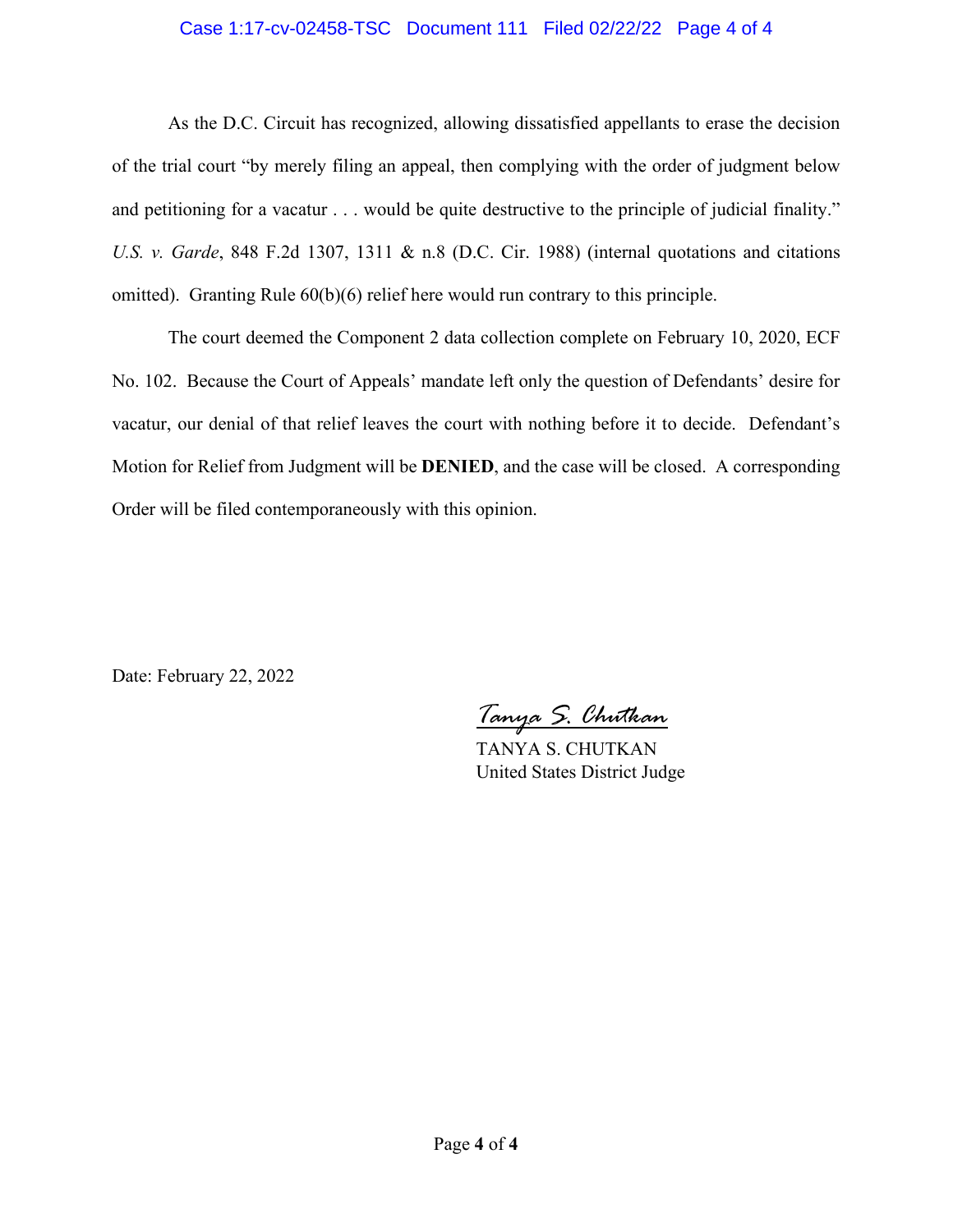As the D.C. Circuit has recognized, allowing dissatisfied appellants to erase the decision of the trial court "by merely filing an appeal, then complying with the order of judgment below and petitioning for a vacatur . . . would be quite destructive to the principle of judicial finality." *U.S. v. Garde*, 848 F.2d 1307, 1311 & n.8 (D.C. Cir. 1988) (internal quotations and citations omitted). Granting Rule 60(b)(6) relief here would run contrary to this principle.

The court deemed the Component 2 data collection complete on February 10, 2020, ECF No. 102. Because the Court of Appeals' mandate left only the question of Defendants' desire for vacatur, our denial of that relief leaves the court with nothing before it to decide. Defendant's Motion for Relief from Judgment will be **DENIED**, and the case will be closed. A corresponding Order will be filed contemporaneously with this opinion.

Date: February 22, 2022

*Tanya S. Chutkan*
TANYA S. CHUTKAN
United States District Judge